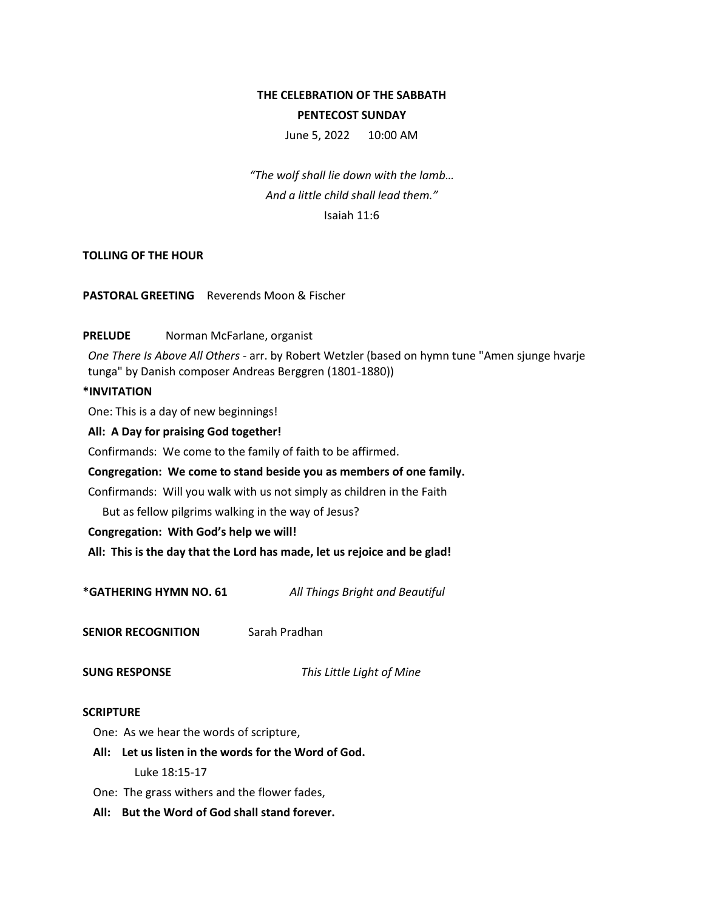**THE CELEBRATION OF THE SABBATH**

**PENTECOST SUNDAY**

June 5, 2022 10:00 AM

*"The wolf shall lie down with the lamb…*
*And a little child shall lead them."*
Isaiah 11:6

**TOLLING OF THE HOUR**

**PASTORAL GREETING** Reverends Moon & Fischer

**PRELUDE** Norman McFarlane, organist

*One There Is Above All Others* - arr. by Robert Wetzler (based on hymn tune "Amen sjunge hvarje tunga" by Danish composer Andreas Berggren (1801-1880))

**\*INVITATION**

One: This is a day of new beginnings!

**All: A Day for praising God together!**

Confirmands: We come to the family of faith to be affirmed.

**Congregation: We come to stand beside you as members of one family.**

Confirmands: Will you walk with us not simply as children in the Faith
But as fellow pilgrims walking in the way of Jesus?

**Congregation: With God's help we will!**

**All: This is the day that the Lord has made, let us rejoice and be glad!**

**\*GATHERING HYMN NO. 61** *All Things Bright and Beautiful*

**SENIOR RECOGNITION** Sarah Pradhan

**SUNG RESPONSE** *This Little Light of Mine*

**SCRIPTURE**

One: As we hear the words of scripture,

**All: Let us listen in the words for the Word of God.**

Luke 18:15-17

One: The grass withers and the flower fades,

**All: But the Word of God shall stand forever.**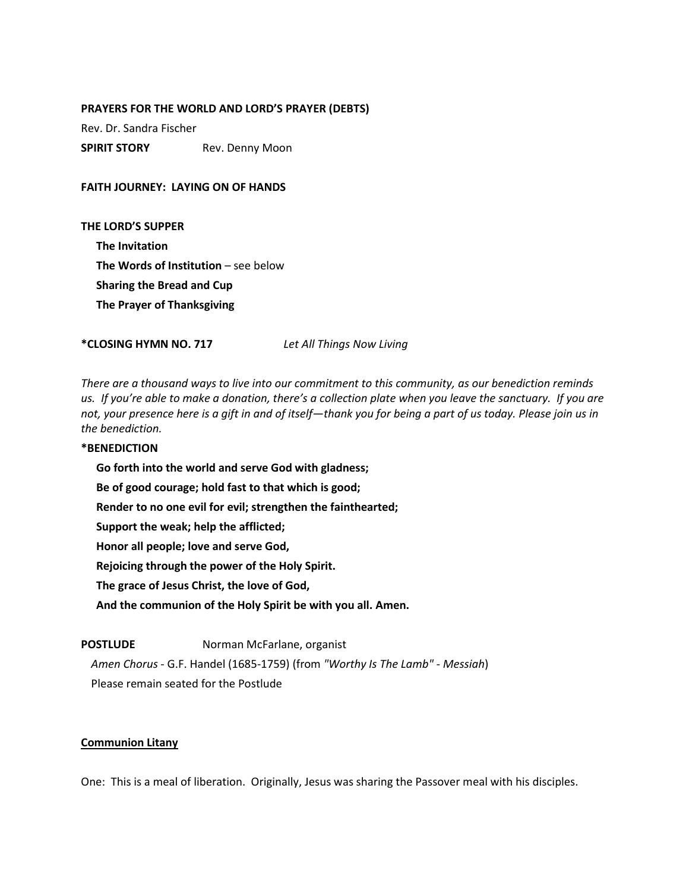**PRAYERS FOR THE WORLD AND LORD'S PRAYER (DEBTS)**

Rev. Dr. Sandra Fischer

**SPIRIT STORY** Rev. Denny Moon

**FAITH JOURNEY: LAYING ON OF HANDS**

**THE LORD'S SUPPER**

**The Invitation**

**The Words of Institution** – see below

**Sharing the Bread and Cup**

**The Prayer of Thanksgiving**

***CLOSING HYMN NO. 717** *Let All Things Now Living*

*There are a thousand ways to live into our commitment to this community, as our benediction reminds us. If you're able to make a donation, there's a collection plate when you leave the sanctuary. If you are not, your presence here is a gift in and of itself—thank you for being a part of us today. Please join us in the benediction.*

***BENEDICTION**

**Go forth into the world and serve God with gladness;**

**Be of good courage; hold fast to that which is good;**

**Render to no one evil for evil; strengthen the fainthearted;**

**Support the weak; help the afflicted;**

**Honor all people; love and serve God,**

**Rejoicing through the power of the Holy Spirit.**

**The grace of Jesus Christ, the love of God,**

**And the communion of the Holy Spirit be with you all. Amen.**

**POSTLUDE** Norman McFarlane, organist

*Amen Chorus* - G.F. Handel (1685-1759) (from *"Worthy Is The Lamb" - Messiah*)

Please remain seated for the Postlude

**Communion Litany**

One: This is a meal of liberation. Originally, Jesus was sharing the Passover meal with his disciples.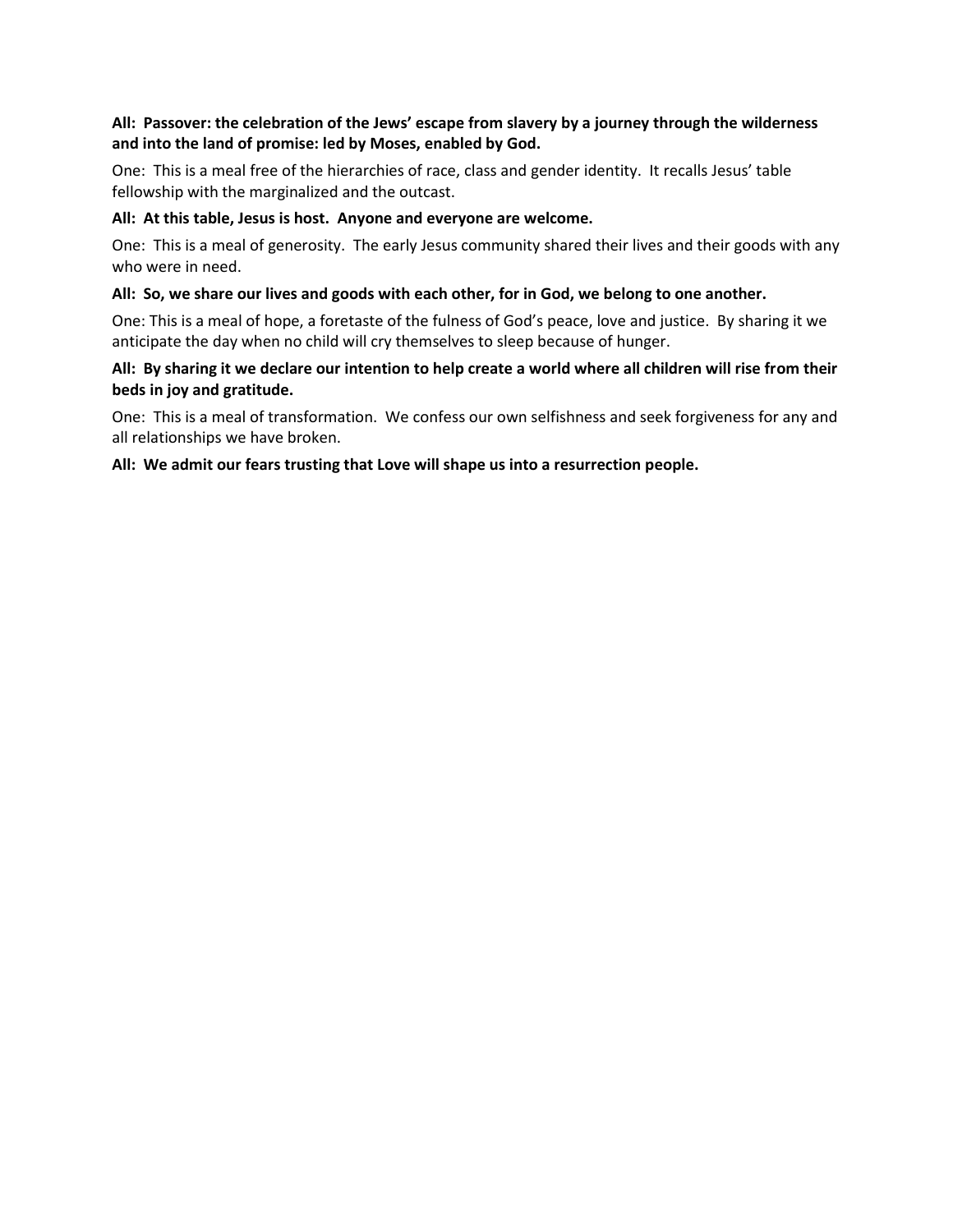**All: Passover: the celebration of the Jews' escape from slavery by a journey through the wilderness and into the land of promise: led by Moses, enabled by God.**

One: This is a meal free of the hierarchies of race, class and gender identity. It recalls Jesus' table fellowship with the marginalized and the outcast.

**All: At this table, Jesus is host. Anyone and everyone are welcome.**

One: This is a meal of generosity. The early Jesus community shared their lives and their goods with any who were in need.

**All: So, we share our lives and goods with each other, for in God, we belong to one another.**

One: This is a meal of hope, a foretaste of the fulness of God's peace, love and justice. By sharing it we anticipate the day when no child will cry themselves to sleep because of hunger.

**All: By sharing it we declare our intention to help create a world where all children will rise from their beds in joy and gratitude.**

One: This is a meal of transformation. We confess our own selfishness and seek forgiveness for any and all relationships we have broken.

**All: We admit our fears trusting that Love will shape us into a resurrection people.**